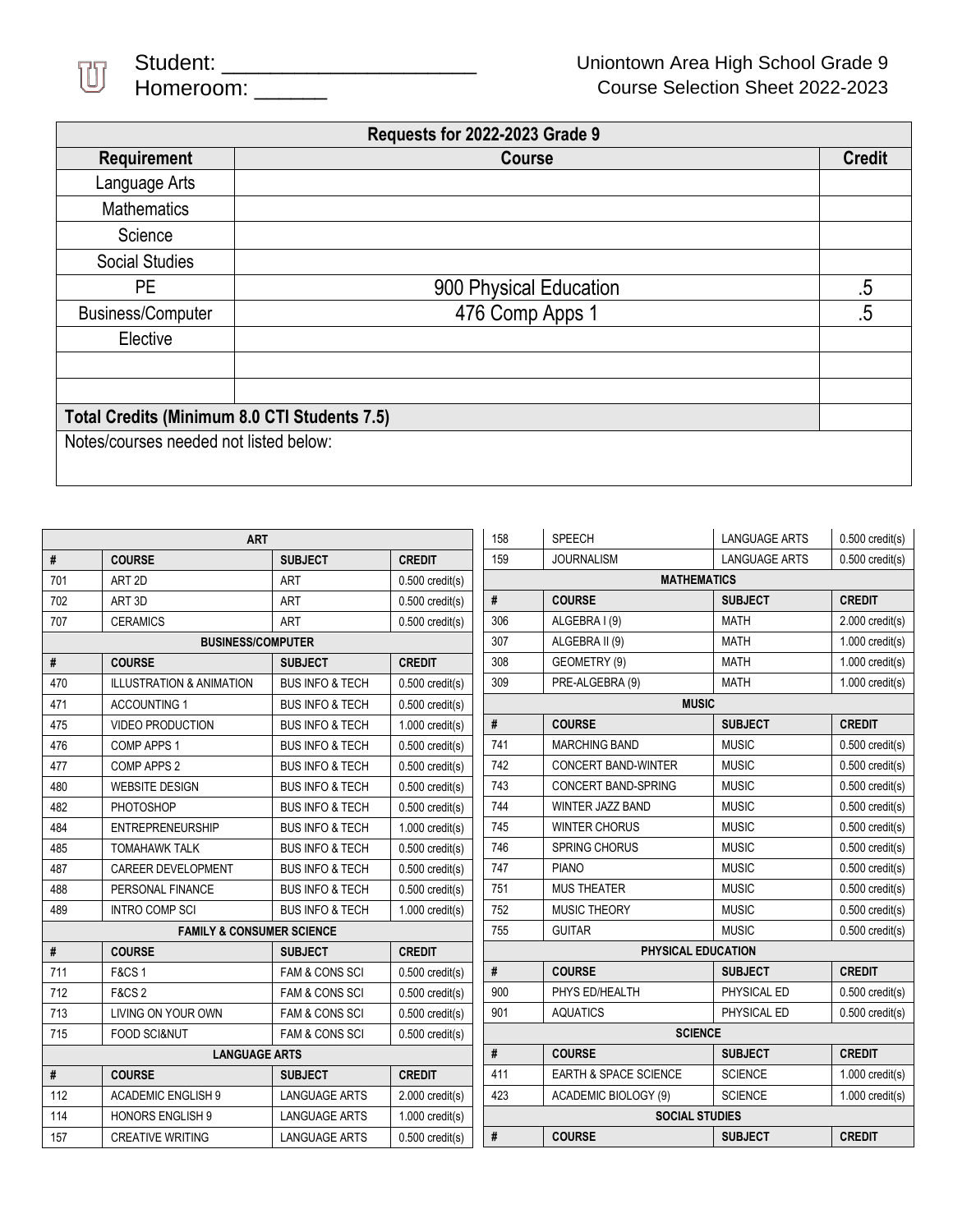Student: ______________________ Homeroom: ______

Uniontown Area High School Grade 9
Course Selection Sheet 2022-2023

| Requests for 2022-2023 Grade 9 | | |
|---|---|---|
| **Requirement** | **Course** | **Credit** |
| Language Arts | | |
| Mathematics | | |
| Science | | |
| Social Studies | | |
| PE | 900 Physical Education | .5 |
| Business/Computer | 476 Comp Apps 1 | .5 |
| Elective | | |
| | | |
| | | |
| **Total Credits (Minimum 8.0 CTI Students 7.5)** | | |
| Notes/courses needed not listed below: | | |

| # | COURSE | SUBJECT | CREDIT |
|---|---|---|---|
| **ART** | | | |
| 701 | ART 2D | ART | 0.500 credit(s) |
| 702 | ART 3D | ART | 0.500 credit(s) |
| 707 | CERAMICS | ART | 0.500 credit(s) |
| **BUSINESS/COMPUTER** | | | |
| 470 | ILLUSTRATION & ANIMATION | BUS INFO & TECH | 0.500 credit(s) |
| 471 | ACCOUNTING 1 | BUS INFO & TECH | 0.500 credit(s) |
| 475 | VIDEO PRODUCTION | BUS INFO & TECH | 1.000 credit(s) |
| 476 | COMP APPS 1 | BUS INFO & TECH | 0.500 credit(s) |
| 477 | COMP APPS 2 | BUS INFO & TECH | 0.500 credit(s) |
| 480 | WEBSITE DESIGN | BUS INFO & TECH | 0.500 credit(s) |
| 482 | PHOTOSHOP | BUS INFO & TECH | 0.500 credit(s) |
| 484 | ENTREPRENEURSHIP | BUS INFO & TECH | 1.000 credit(s) |
| 485 | TOMAHAWK TALK | BUS INFO & TECH | 0.500 credit(s) |
| 487 | CAREER DEVELOPMENT | BUS INFO & TECH | 0.500 credit(s) |
| 488 | PERSONAL FINANCE | BUS INFO & TECH | 0.500 credit(s) |
| 489 | INTRO COMP SCI | BUS INFO & TECH | 1.000 credit(s) |
| **FAMILY & CONSUMER SCIENCE** | | | |
| 711 | F&CS 1 | FAM & CONS SCI | 0.500 credit(s) |
| 712 | F&CS 2 | FAM & CONS SCI | 0.500 credit(s) |
| 713 | LIVING ON YOUR OWN | FAM & CONS SCI | 0.500 credit(s) |
| 715 | FOOD SCI&NUT | FAM & CONS SCI | 0.500 credit(s) |
| **LANGUAGE ARTS** | | | |
| 112 | ACADEMIC ENGLISH 9 | LANGUAGE ARTS | 2.000 credit(s) |
| 114 | HONORS ENGLISH 9 | LANGUAGE ARTS | 1.000 credit(s) |
| 157 | CREATIVE WRITING | LANGUAGE ARTS | 0.500 credit(s) |
| 158 | SPEECH | LANGUAGE ARTS | 0.500 credit(s) |
| 159 | JOURNALISM | LANGUAGE ARTS | 0.500 credit(s) |
| **MATHEMATICS** | | | |
| 306 | ALGEBRA I (9) | MATH | 2.000 credit(s) |
| 307 | ALGEBRA II (9) | MATH | 1.000 credit(s) |
| 308 | GEOMETRY (9) | MATH | 1.000 credit(s) |
| 309 | PRE-ALGEBRA (9) | MATH | 1.000 credit(s) |
| **MUSIC** | | | |
| 741 | MARCHING BAND | MUSIC | 0.500 credit(s) |
| 742 | CONCERT BAND-WINTER | MUSIC | 0.500 credit(s) |
| 743 | CONCERT BAND-SPRING | MUSIC | 0.500 credit(s) |
| 744 | WINTER JAZZ BAND | MUSIC | 0.500 credit(s) |
| 745 | WINTER CHORUS | MUSIC | 0.500 credit(s) |
| 746 | SPRING CHORUS | MUSIC | 0.500 credit(s) |
| 747 | PIANO | MUSIC | 0.500 credit(s) |
| 751 | MUS THEATER | MUSIC | 0.500 credit(s) |
| 752 | MUSIC THEORY | MUSIC | 0.500 credit(s) |
| 755 | GUITAR | MUSIC | 0.500 credit(s) |
| **PHYSICAL EDUCATION** | | | |
| 900 | PHYS ED/HEALTH | PHYSICAL ED | 0.500 credit(s) |
| 901 | AQUATICS | PHYSICAL ED | 0.500 credit(s) |
| **SCIENCE** | | | |
| 411 | EARTH & SPACE SCIENCE | SCIENCE | 1.000 credit(s) |
| 423 | ACADEMIC BIOLOGY (9) | SCIENCE | 1.000 credit(s) |
| **SOCIAL STUDIES** | | | |
| **#** | **COURSE** | **SUBJECT** | **CREDIT** |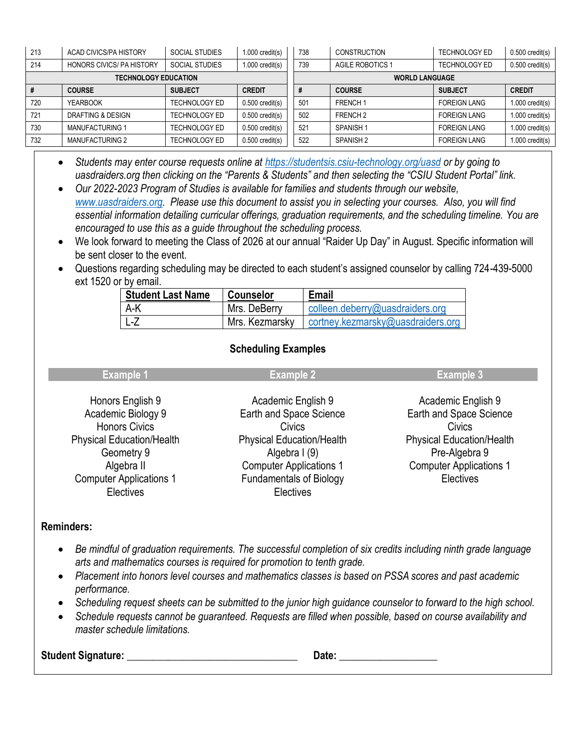| # | COURSE | SUBJECT | CREDIT |
|---|---|---|---|
| 213 | ACAD CIVICS/PA HISTORY | SOCIAL STUDIES | 1.000 credit(s) |
| 214 | HONORS CIVICS/ PA HISTORY | SOCIAL STUDIES | 1.000 credit(s) |
| **TECHNOLOGY EDUCATION** | | | |
| **#** | **COURSE** | **SUBJECT** | **CREDIT** |
| 720 | YEARBOOK | TECHNOLOGY ED | 0.500 credit(s) |
| 721 | DRAFTING & DESIGN | TECHNOLOGY ED | 0.500 credit(s) |
| 730 | MANUFACTURING 1 | TECHNOLOGY ED | 0.500 credit(s) |
| 732 | MANUFACTURING 2 | TECHNOLOGY ED | 0.500 credit(s) |

| # | COURSE | SUBJECT | CREDIT |
|---|---|---|---|
| 738 | CONSTRUCTION | TECHNOLOGY ED | 0.500 credit(s) |
| 739 | AGILE ROBOTICS 1 | TECHNOLOGY ED | 0.500 credit(s) |
| **WORLD LANGUAGE** | | | |
| **#** | **COURSE** | **SUBJECT** | **CREDIT** |
| 501 | FRENCH 1 | FOREIGN LANG | 1.000 credit(s) |
| 502 | FRENCH 2 | FOREIGN LANG | 1.000 credit(s) |
| 521 | SPANISH 1 | FOREIGN LANG | 1.000 credit(s) |
| 522 | SPANISH 2 | FOREIGN LANG | 1.000 credit(s) |

- *Students may enter course requests online at https://studentsis.csiu-technology.org/uasd or by going to uasdraiders.org then clicking on the "Parents & Students" and then selecting the "CSIU Student Portal" link.*
- *Our 2022-2023 Program of Studies is available for families and students through our website, www.uasdraiders.org. Please use this document to assist you in selecting your courses. Also, you will find essential information detailing curricular offerings, graduation requirements, and the scheduling timeline. You are encouraged to use this as a guide throughout the scheduling process.*
- We look forward to meeting the Class of 2026 at our annual "Raider Up Day" in August. Specific information will be sent closer to the event.
- Questions regarding scheduling may be directed to each student's assigned counselor by calling 724-439-5000 ext 1520 or by email.

| Student Last Name | Counselor | Email |
|---|---|---|
| A-K | Mrs. DeBerry | colleen.deberry@uasdraiders.org |
| L-Z | Mrs. Kezmarsky | cortney.kezmarsky@uasdraiders.org |

### Scheduling Examples

| Example 1 | Example 2 | Example 3 |
|---|---|---|
| Honors English 9 | Academic English 9 | Academic English 9 |
| Academic Biology 9 | Earth and Space Science | Earth and Space Science |
| Honors Civics | Civics | Civics |
| Physical Education/Health | Physical Education/Health | Physical Education/Health |
| Geometry 9 | Algebra I (9) | Pre-Algebra 9 |
| Algebra II | Computer Applications 1 | Computer Applications 1 |
| Computer Applications 1 | Fundamentals of Biology | Electives |
| Electives | Electives | |

**Reminders:**

- *Be mindful of graduation requirements. The successful completion of six credits including ninth grade language arts and mathematics courses is required for promotion to tenth grade.*
- *Placement into honors level courses and mathematics classes is based on PSSA scores and past academic performance.*
- *Scheduling request sheets can be submitted to the junior high guidance counselor to forward to the high school.*
- *Schedule requests cannot be guaranteed. Requests are filled when possible, based on course availability and master schedule limitations.*

**Student Signature:** ________________________________ **Date:** __________________